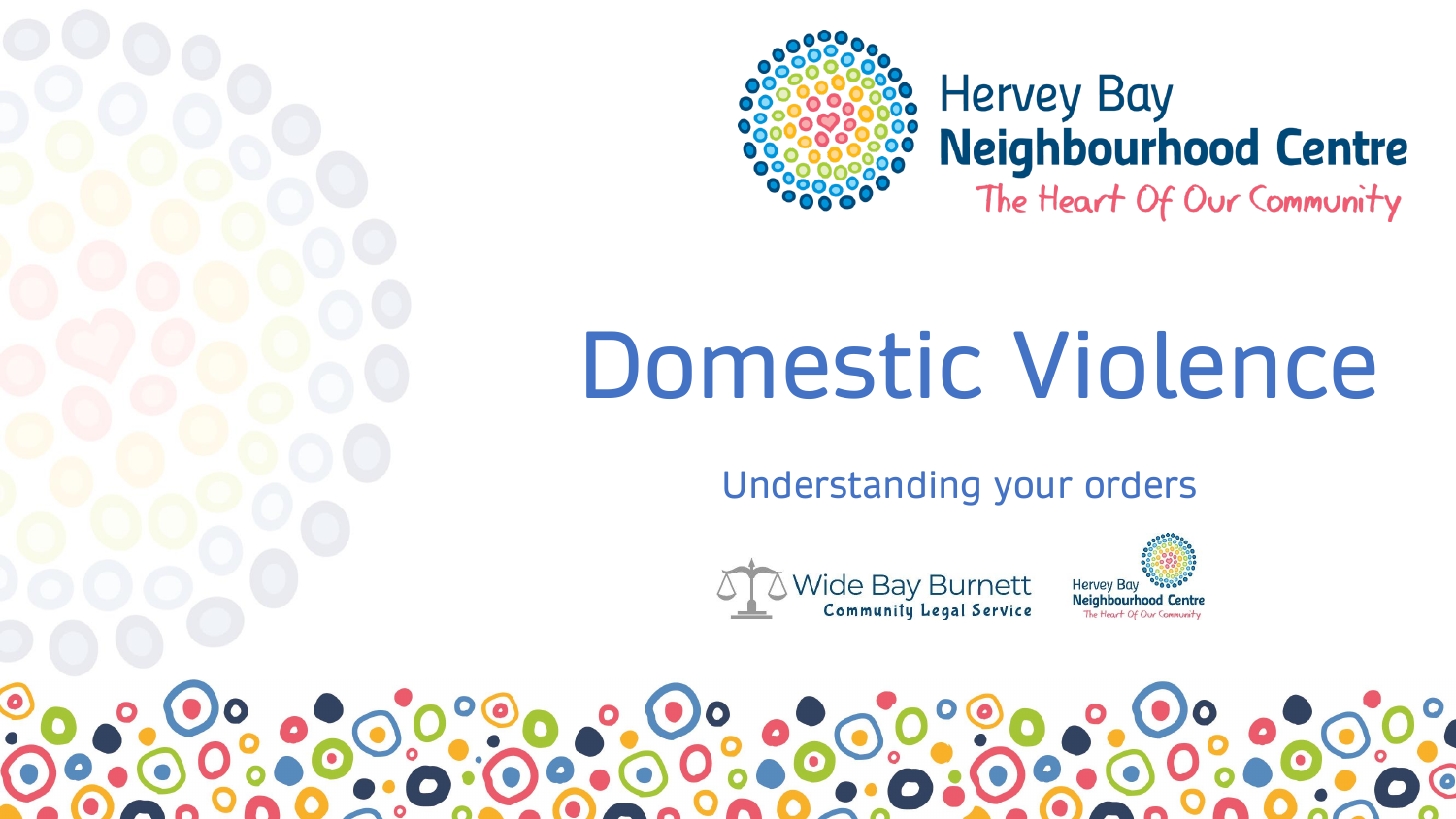Hervey Bay
**Neighbourhood Centre**
The Heart Of Our Community

# Domestic Violence

## Understanding your orders

Wide Bay Burnett Community Legal Service

Hervey Bay Neighbourhood Centre — The Heart Of Our Community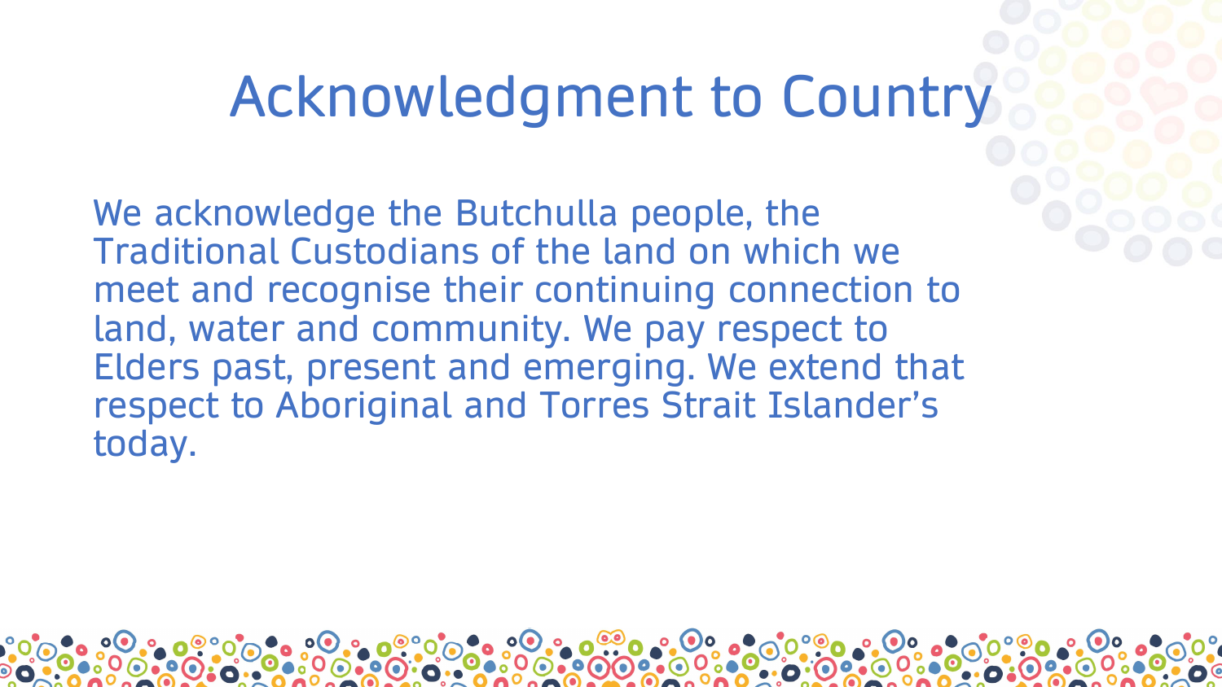# Acknowledgment to Country

We acknowledge the Butchulla people, the Traditional Custodians of the land on which we meet and recognise their continuing connection to land, water and community. We pay respect to Elders past, present and emerging. We extend that respect to Aboriginal and Torres Strait Islander's today.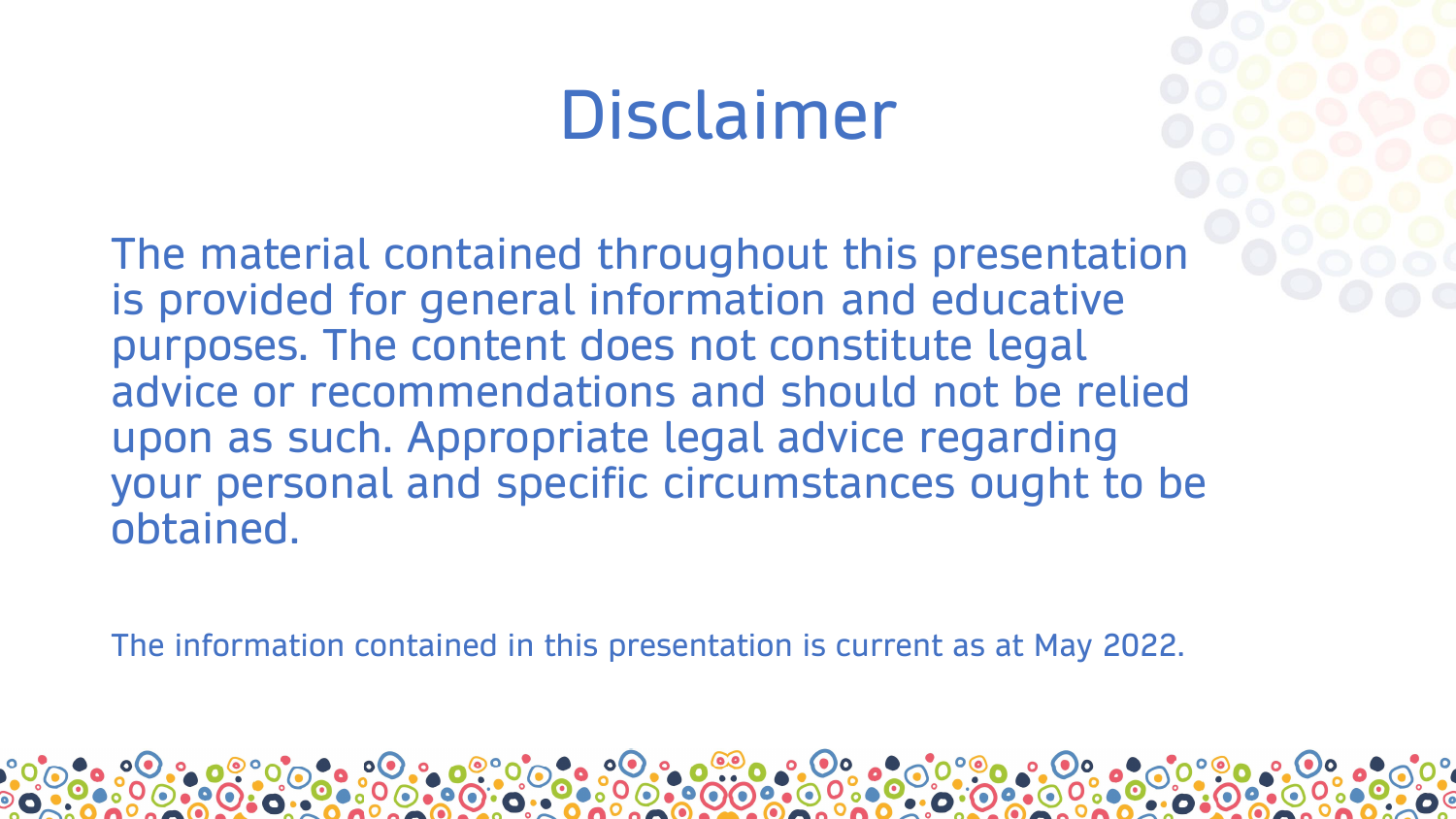# Disclaimer

The material contained throughout this presentation is provided for general information and educative purposes. The content does not constitute legal advice or recommendations and should not be relied upon as such. Appropriate legal advice regarding your personal and specific circumstances ought to be obtained.

The information contained in this presentation is current as at May 2022.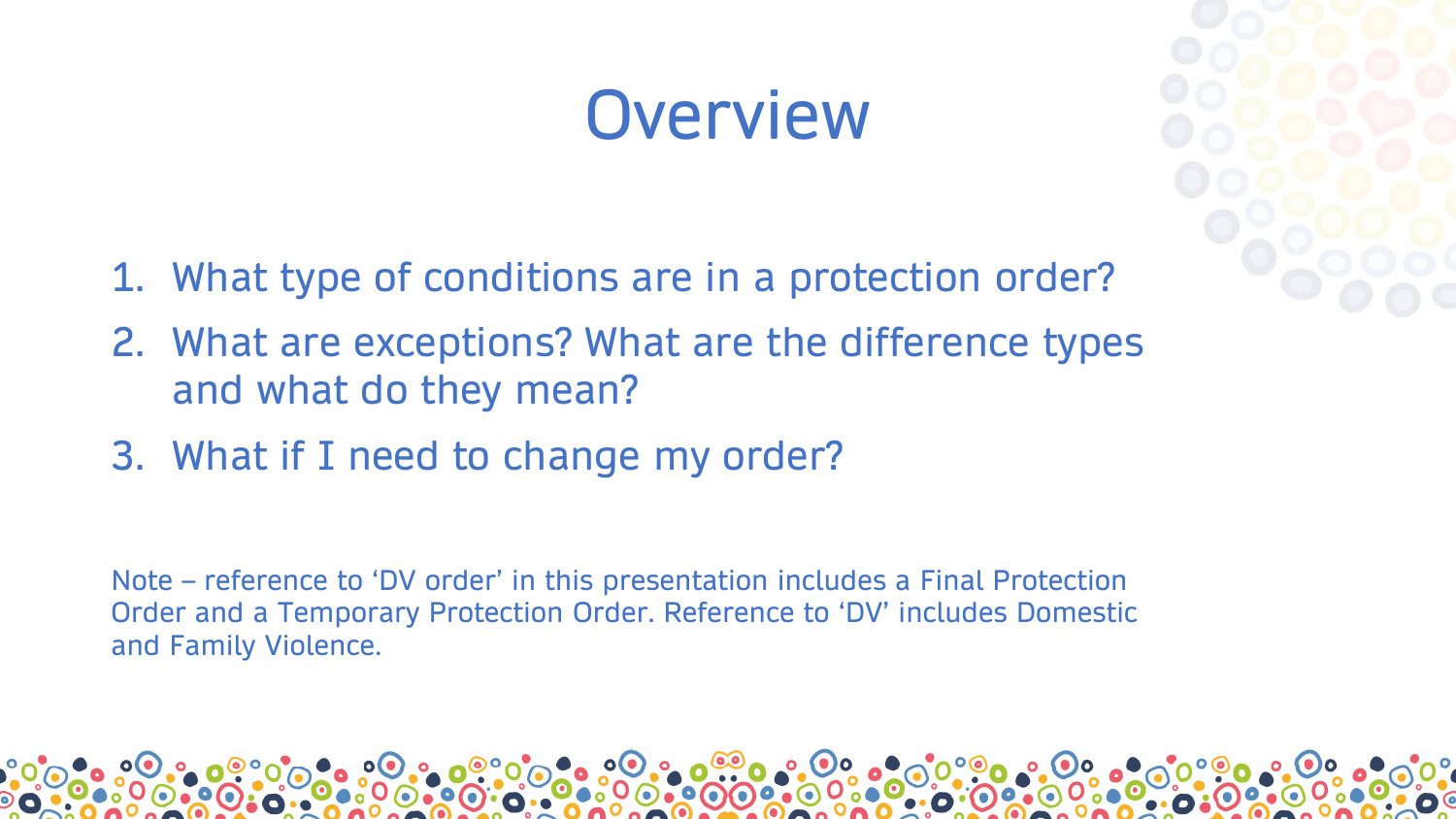# Overview

1. What type of conditions are in a protection order?
2. What are exceptions? What are the difference types and what do they mean?
3. What if I need to change my order?

Note – reference to 'DV order' in this presentation includes a Final Protection Order and a Temporary Protection Order. Reference to 'DV' includes Domestic and Family Violence.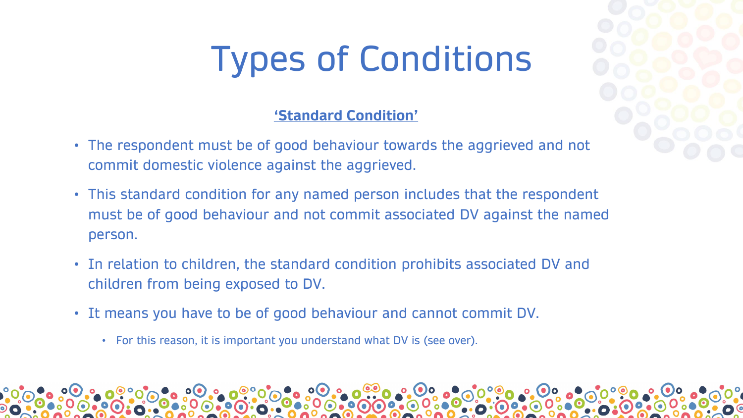# Types of Conditions

**'Standard Condition'**

- The respondent must be of good behaviour towards the aggrieved and not commit domestic violence against the aggrieved.
- This standard condition for any named person includes that the respondent must be of good behaviour and not commit associated DV against the named person.
- In relation to children, the standard condition prohibits associated DV and children from being exposed to DV.
- It means you have to be of good behaviour and cannot commit DV.
  - For this reason, it is important you understand what DV is (see over).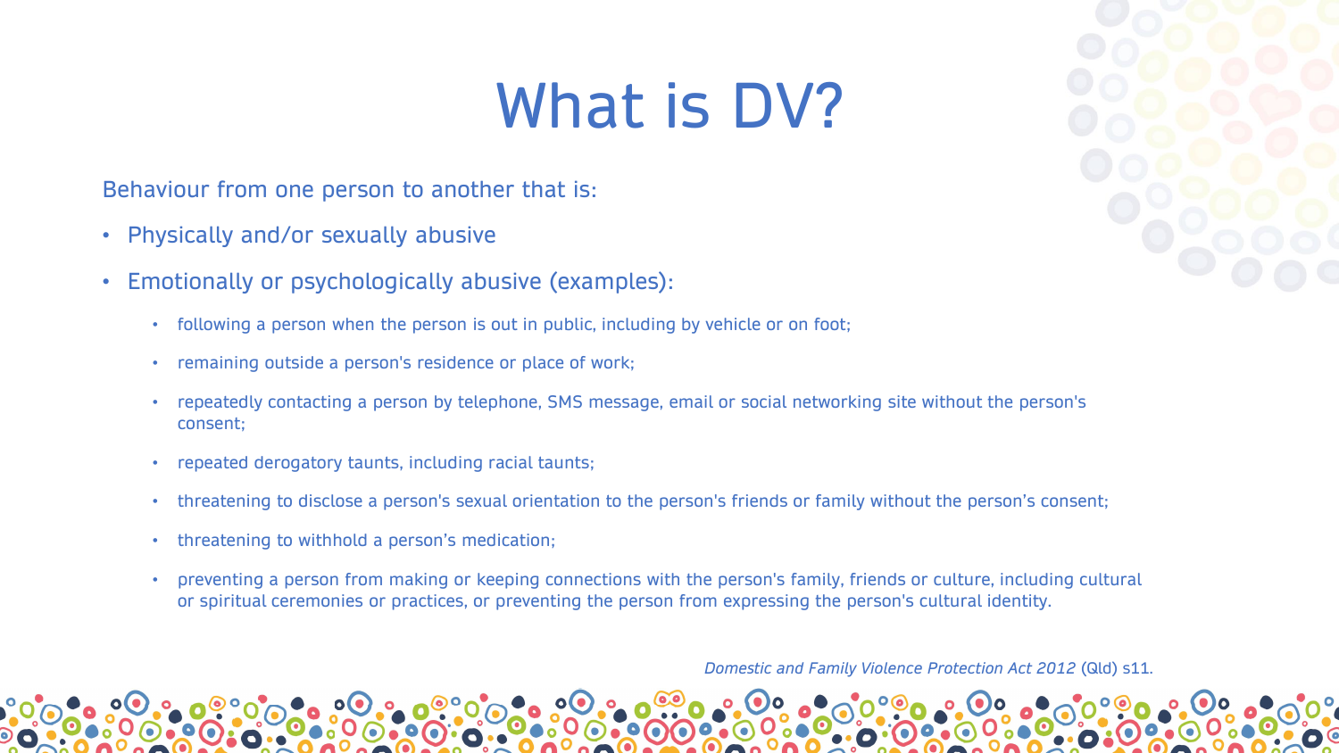# What is DV?

Behaviour from one person to another that is:

- Physically and/or sexually abusive
- Emotionally or psychologically abusive (examples):
  - following a person when the person is out in public, including by vehicle or on foot;
  - remaining outside a person's residence or place of work;
  - repeatedly contacting a person by telephone, SMS message, email or social networking site without the person's consent;
  - repeated derogatory taunts, including racial taunts;
  - threatening to disclose a person's sexual orientation to the person's friends or family without the person's consent;
  - threatening to withhold a person's medication;
  - preventing a person from making or keeping connections with the person's family, friends or culture, including cultural or spiritual ceremonies or practices, or preventing the person from expressing the person's cultural identity.

*Domestic and Family Violence Protection Act 2012* (Qld) s11.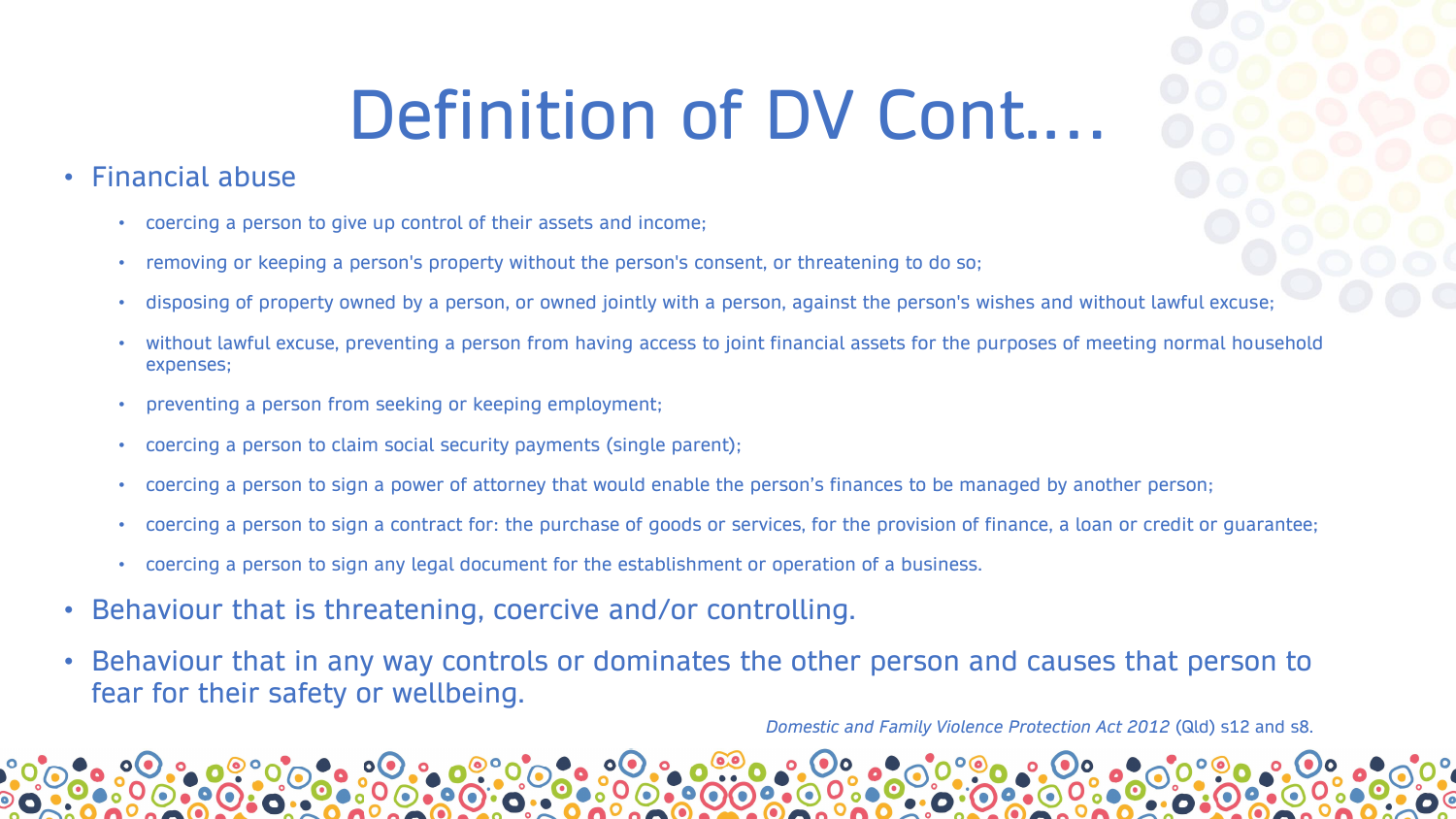# Definition of DV Cont….

- Financial abuse
  - coercing a person to give up control of their assets and income;
  - removing or keeping a person's property without the person's consent, or threatening to do so;
  - disposing of property owned by a person, or owned jointly with a person, against the person's wishes and without lawful excuse;
  - without lawful excuse, preventing a person from having access to joint financial assets for the purposes of meeting normal household expenses;
  - preventing a person from seeking or keeping employment;
  - coercing a person to claim social security payments (single parent);
  - coercing a person to sign a power of attorney that would enable the person's finances to be managed by another person;
  - coercing a person to sign a contract for: the purchase of goods or services, for the provision of finance, a loan or credit or guarantee;
  - coercing a person to sign any legal document for the establishment or operation of a business.
- Behaviour that is threatening, coercive and/or controlling.
- Behaviour that in any way controls or dominates the other person and causes that person to fear for their safety or wellbeing.

*Domestic and Family Violence Protection Act 2012* (Qld) s12 and s8.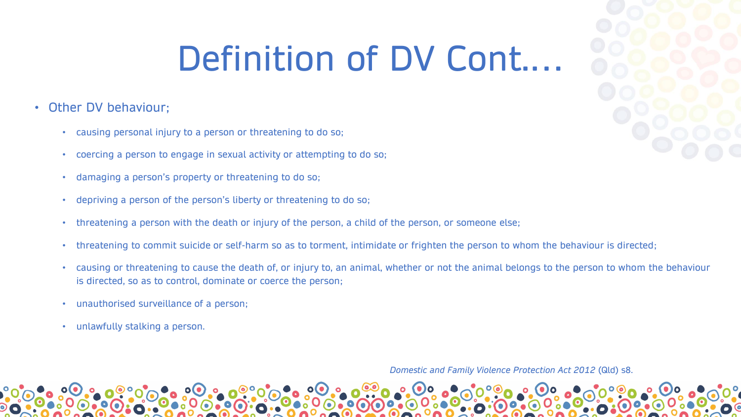# Definition of DV Cont....

- Other DV behaviour;
  - causing personal injury to a person or threatening to do so;
  - coercing a person to engage in sexual activity or attempting to do so;
  - damaging a person's property or threatening to do so;
  - depriving a person of the person's liberty or threatening to do so;
  - threatening a person with the death or injury of the person, a child of the person, or someone else;
  - threatening to commit suicide or self-harm so as to torment, intimidate or frighten the person to whom the behaviour is directed;
  - causing or threatening to cause the death of, or injury to, an animal, whether or not the animal belongs to the person to whom the behaviour is directed, so as to control, dominate or coerce the person;
  - unauthorised surveillance of a person;
  - unlawfully stalking a person.

*Domestic and Family Violence Protection Act 2012* (Qld) s8.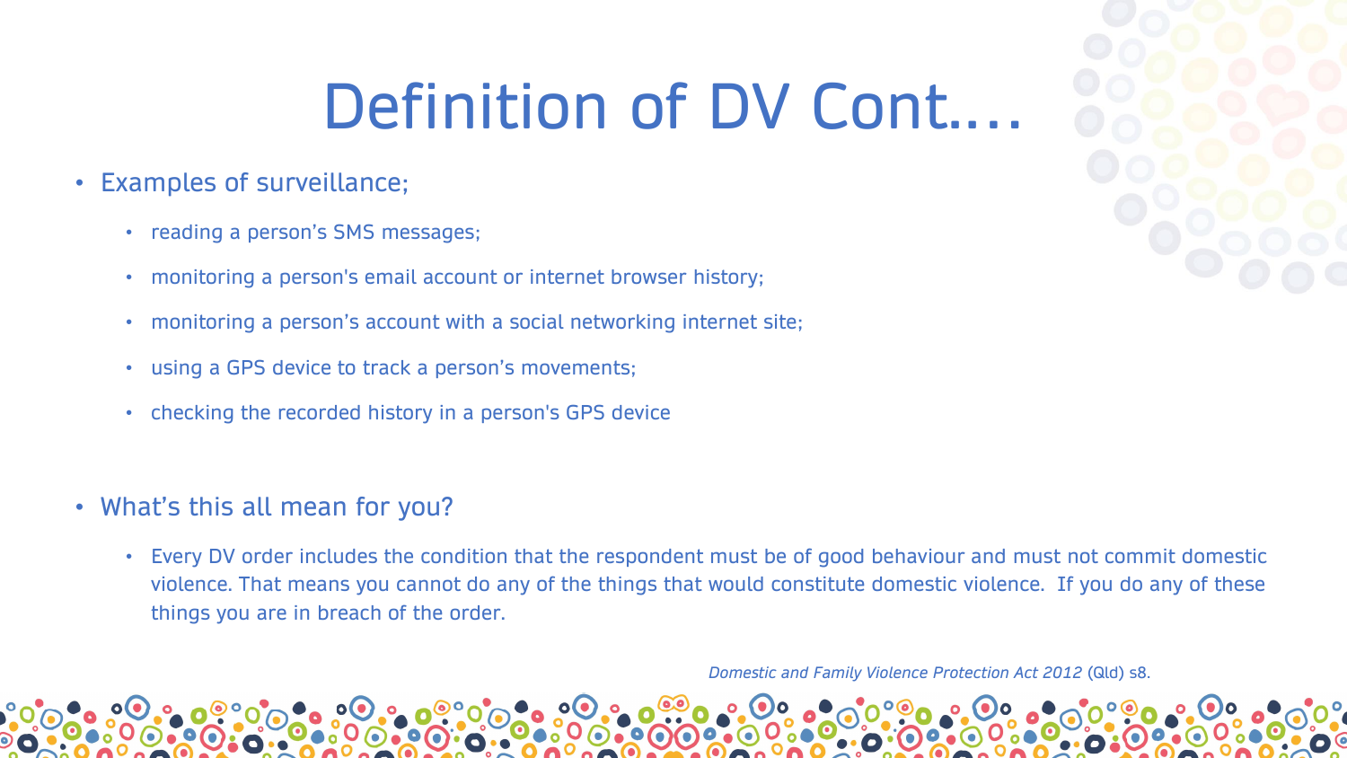# Definition of DV Cont….

- Examples of surveillance;
  - reading a person's SMS messages;
  - monitoring a person's email account or internet browser history;
  - monitoring a person's account with a social networking internet site;
  - using a GPS device to track a person's movements;
  - checking the recorded history in a person's GPS device

- What's this all mean for you?
  - Every DV order includes the condition that the respondent must be of good behaviour and must not commit domestic violence. That means you cannot do any of the things that would constitute domestic violence. If you do any of these things you are in breach of the order.

*Domestic and Family Violence Protection Act 2012* (Qld) s8.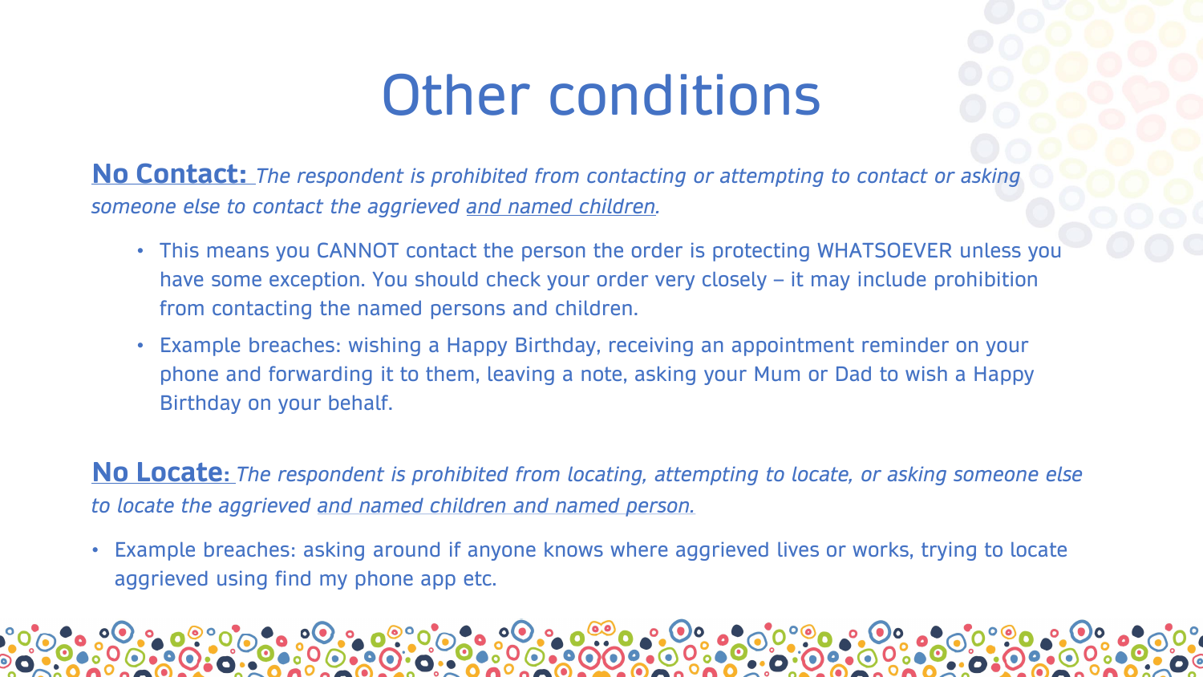# Other conditions

**No Contact:** *The respondent is prohibited from contacting or attempting to contact or asking someone else to contact the aggrieved and named children.*

- This means you CANNOT contact the person the order is protecting WHATSOEVER unless you have some exception. You should check your order very closely – it may include prohibition from contacting the named persons and children.
- Example breaches: wishing a Happy Birthday, receiving an appointment reminder on your phone and forwarding it to them, leaving a note, asking your Mum or Dad to wish a Happy Birthday on your behalf.

**No Locate:** *The respondent is prohibited from locating, attempting to locate, or asking someone else to locate the aggrieved and named children and named person.*

- Example breaches: asking around if anyone knows where aggrieved lives or works, trying to locate aggrieved using find my phone app etc.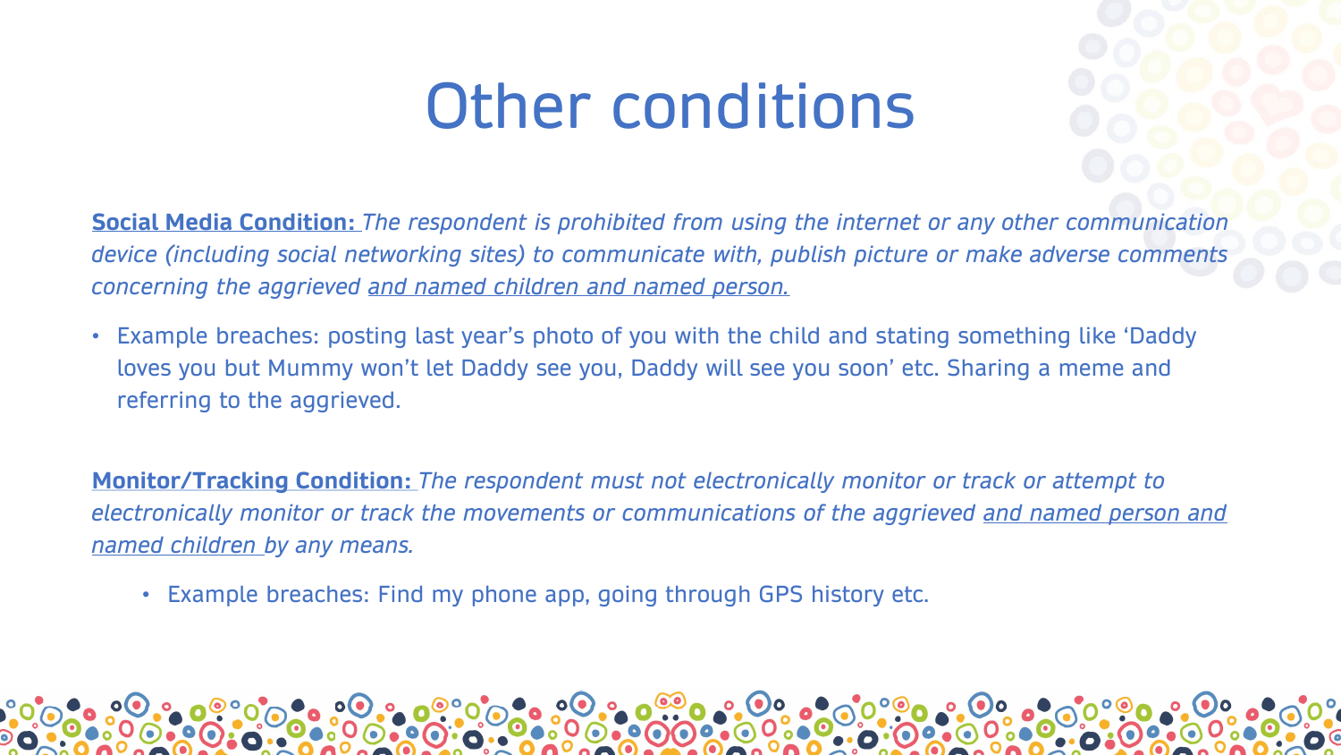# Other conditions

**Social Media Condition:** *The respondent is prohibited from using the internet or any other communication device (including social networking sites) to communicate with, publish picture or make adverse comments concerning the aggrieved and named children and named person.*

- Example breaches: posting last year's photo of you with the child and stating something like 'Daddy loves you but Mummy won't let Daddy see you, Daddy will see you soon' etc. Sharing a meme and referring to the aggrieved.

**Monitor/Tracking Condition:** *The respondent must not electronically monitor or track or attempt to electronically monitor or track the movements or communications of the aggrieved and named person and named children by any means.*

- Example breaches: Find my phone app, going through GPS history etc.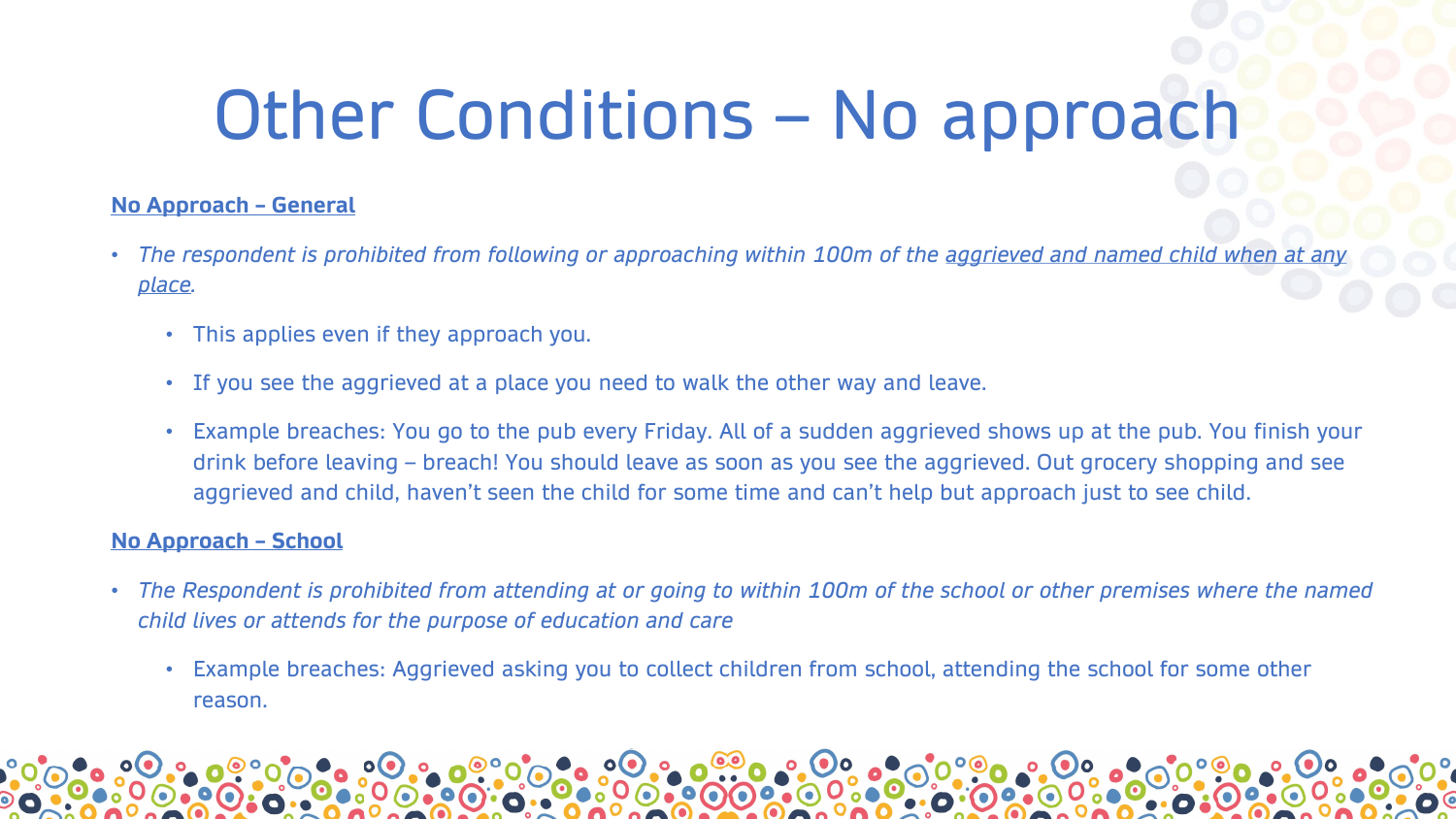# Other Conditions – No approach

**No Approach – General**

- *The respondent is prohibited from following or approaching within 100m of the aggrieved and named child when at any place.*
  - This applies even if they approach you.
  - If you see the aggrieved at a place you need to walk the other way and leave.
  - Example breaches: You go to the pub every Friday. All of a sudden aggrieved shows up at the pub. You finish your drink before leaving – breach! You should leave as soon as you see the aggrieved. Out grocery shopping and see aggrieved and child, haven't seen the child for some time and can't help but approach just to see child.

**No Approach – School**

- *The Respondent is prohibited from attending at or going to within 100m of the school or other premises where the named child lives or attends for the purpose of education and care*
  - Example breaches: Aggrieved asking you to collect children from school, attending the school for some other reason.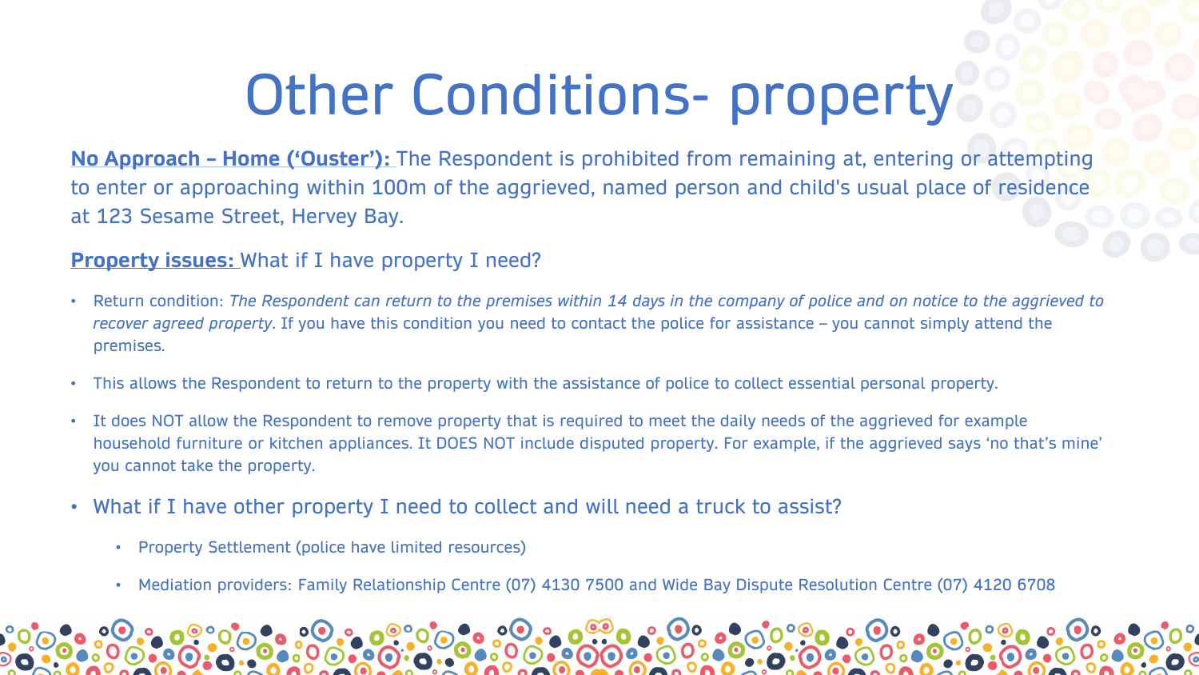# Other Conditions- property

**No Approach – Home (‘Ouster’):** The Respondent is prohibited from remaining at, entering or attempting to enter or approaching within 100m of the aggrieved, named person and child's usual place of residence at 123 Sesame Street, Hervey Bay.

**Property issues:** What if I have property I need?

- Return condition: *The Respondent can return to the premises within 14 days in the company of police and on notice to the aggrieved to recover agreed property*. If you have this condition you need to contact the police for assistance – you cannot simply attend the premises.
- This allows the Respondent to return to the property with the assistance of police to collect essential personal property.
- It does NOT allow the Respondent to remove property that is required to meet the daily needs of the aggrieved for example household furniture or kitchen appliances. It DOES NOT include disputed property. For example, if the aggrieved says ‘no that’s mine’ you cannot take the property.
- What if I have other property I need to collect and will need a truck to assist?
  - Property Settlement (police have limited resources)
  - Mediation providers: Family Relationship Centre (07) 4130 7500 and Wide Bay Dispute Resolution Centre (07) 4120 6708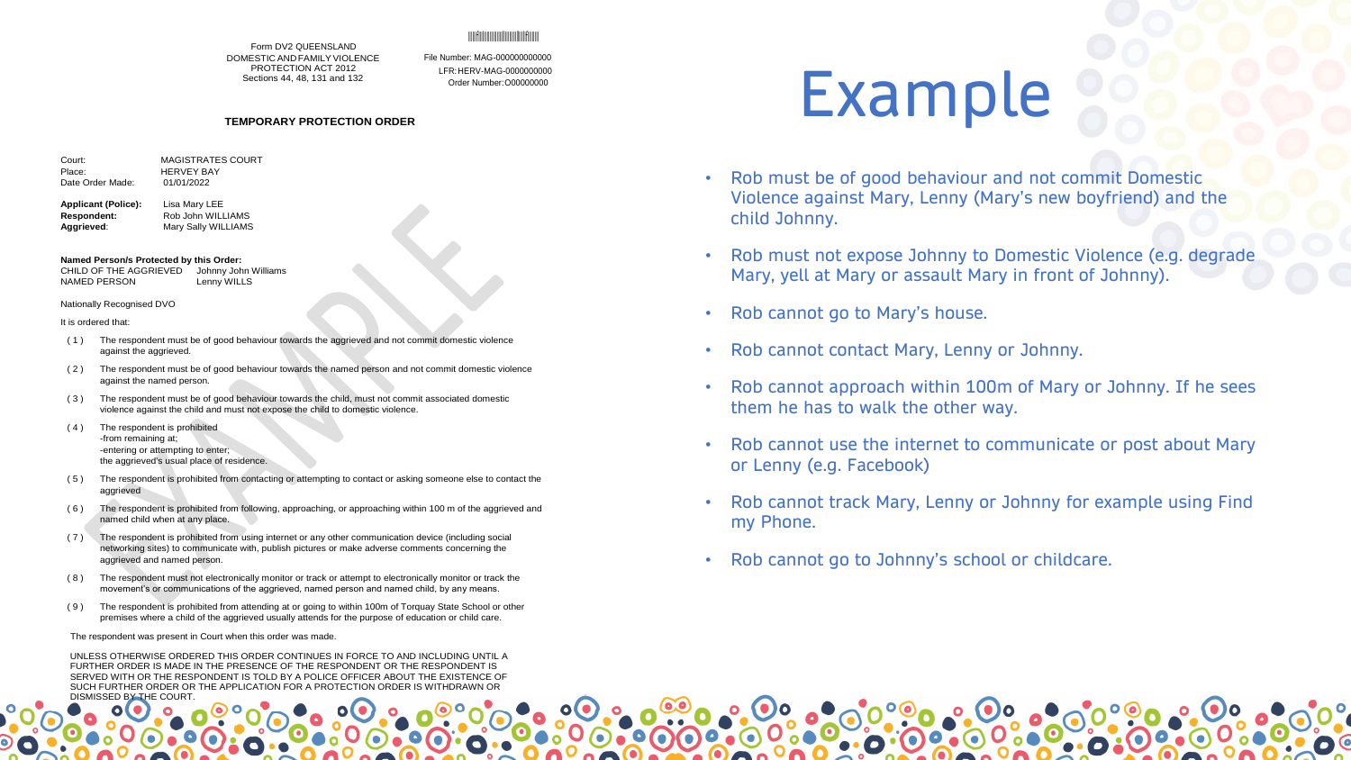# Example

Form DV2 QUEENSLAND
DOMESTIC AND FAMILY VIOLENCE PROTECTION ACT 2012
Sections 44, 48, 131 and 132

File Number: MAG-000000000000
LFR: HERV-MAG-0000000000
Order Number: O00000000

**TEMPORARY PROTECTION ORDER**

Court: MAGISTRATES COURT
Place: HERVEY BAY
Date Order Made: 01/01/2022

**Applicant (Police):** Lisa Mary LEE
**Respondent:** Rob John WILLIAMS
**Aggrieved**: Mary Sally WILLIAMS

**Named Person/s Protected by this Order:**
CHILD OF THE AGGRIEVED Johnny John Williams
NAMED PERSON Lenny WILLS

Nationally Recognised DVO

It is ordered that:

(1) The respondent must be of good behaviour towards the aggrieved and not commit domestic violence against the aggrieved.

(2) The respondent must be of good behaviour towards the named person and not commit domestic violence against the named person.

(3) The respondent must be of good behaviour towards the child, must not commit associated domestic violence against the child and must not expose the child to domestic violence.

(4) The respondent is prohibited
-from remaining at;
-entering or attempting to enter;
the aggrieved's usual place of residence.

(5) The respondent is prohibited from contacting or attempting to contact or asking someone else to contact the aggrieved

(6) The respondent is prohibited from following, approaching, or approaching within 100 m of the aggrieved and named child when at any place.

(7) The respondent is prohibited from using internet or any other communication device (including social networking sites) to communicate with, publish pictures or make adverse comments concerning the aggrieved and named person.

(8) The respondent must not electronically monitor or track or attempt to electronically monitor or track the movement's or communications of the aggrieved, named person and named child, by any means.

(9) The respondent is prohibited from attending at or going to within 100m of Torquay State School or other premises where a child of the aggrieved usually attends for the purpose of education or child care.

The respondent was present in Court when this order was made.

UNLESS OTHERWISE ORDERED THIS ORDER CONTINUES IN FORCE TO AND INCLUDING UNTIL A FURTHER ORDER IS MADE IN THE PRESENCE OF THE RESPONDENT OR THE RESPONDENT IS SERVED WITH OR THE RESPONDENT IS TOLD BY A POLICE OFFICER ABOUT THE EXISTENCE OF SUCH FURTHER ORDER OR THE APPLICATION FOR A PROTECTION ORDER IS WITHDRAWN OR DISMISSED BY THE COURT.

- Rob must be of good behaviour and not commit Domestic Violence against Mary, Lenny (Mary's new boyfriend) and the child Johnny.
- Rob must not expose Johnny to Domestic Violence (e.g. degrade Mary, yell at Mary or assault Mary in front of Johnny).
- Rob cannot go to Mary's house.
- Rob cannot contact Mary, Lenny or Johnny.
- Rob cannot approach within 100m of Mary or Johnny. If he sees them he has to walk the other way.
- Rob cannot use the internet to communicate or post about Mary or Lenny (e.g. Facebook)
- Rob cannot track Mary, Lenny or Johnny for example using Find my Phone.
- Rob cannot go to Johnny's school or childcare.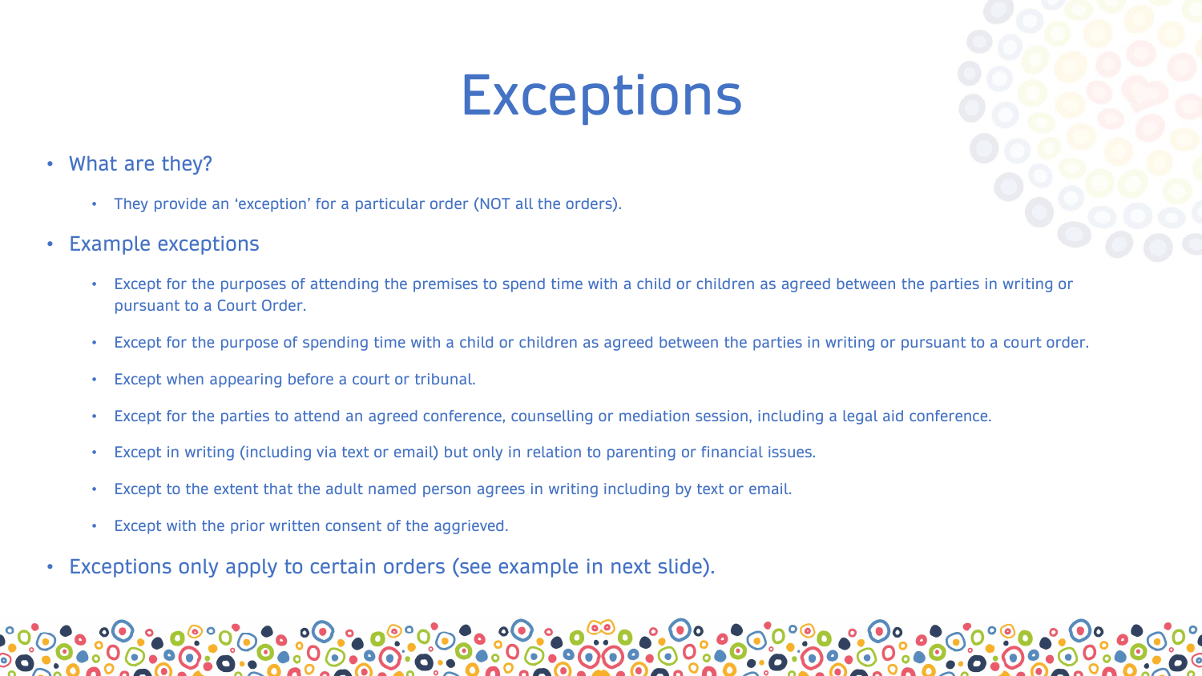# Exceptions

- What are they?
  - They provide an 'exception' for a particular order (NOT all the orders).
- Example exceptions
  - Except for the purposes of attending the premises to spend time with a child or children as agreed between the parties in writing or pursuant to a Court Order.
  - Except for the purpose of spending time with a child or children as agreed between the parties in writing or pursuant to a court order.
  - Except when appearing before a court or tribunal.
  - Except for the parties to attend an agreed conference, counselling or mediation session, including a legal aid conference.
  - Except in writing (including via text or email) but only in relation to parenting or financial issues.
  - Except to the extent that the adult named person agrees in writing including by text or email.
  - Except with the prior written consent of the aggrieved.
- Exceptions only apply to certain orders (see example in next slide).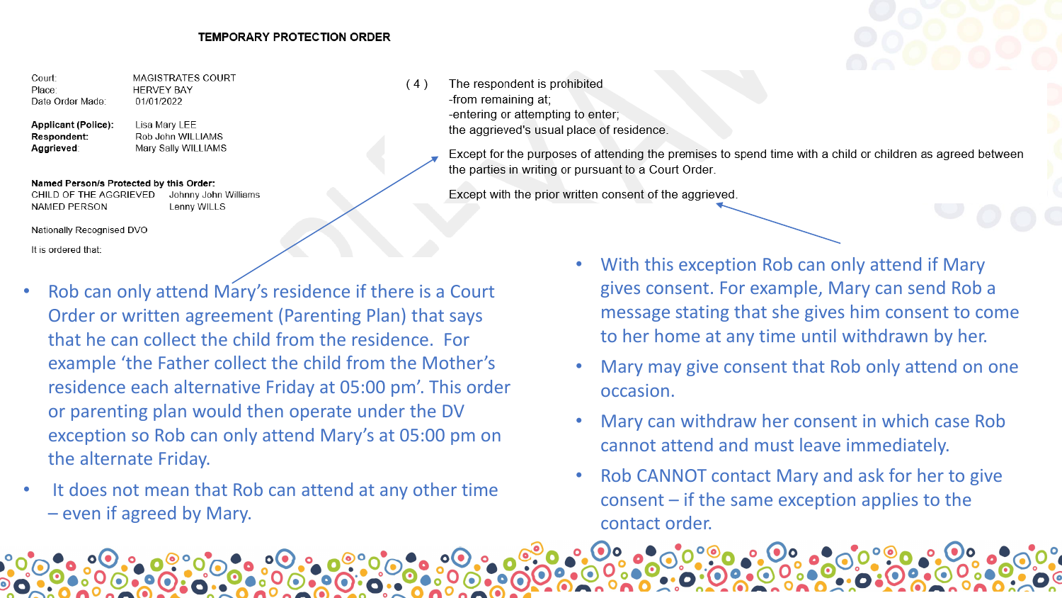**TEMPORARY PROTECTION ORDER**

| | |
|---|---|
| Court: | MAGISTRATES COURT |
| Place: | HERVEY BAY |
| Date Order Made: | 01/01/2022 |

| | |
|---|---|
| **Applicant (Police):** | Lisa Mary LEE |
| **Respondent:** | Rob John WILLIAMS |
| **Aggrieved** | Mary Sally WILLIAMS |

**Named Person/s Protected by this Order:**

| | |
|---|---|
| CHILD OF THE AGGRIEVED | Johnny John Williams |
| NAMED PERSON | Lenny WILLS |

Nationally Recognised DVO

It is ordered that:

( 4 ) The respondent is prohibited
-from remaining at;
-entering or attempting to enter;
the aggrieved's usual place of residence.

Except for the purposes of attending the premises to spend time with a child or children as agreed between the parties in writing or pursuant to a Court Order.

Except with the prior written consent of the aggrieved.

- Rob can only attend Mary's residence if there is a Court Order or written agreement (Parenting Plan) that says that he can collect the child from the residence. For example 'the Father collect the child from the Mother's residence each alternative Friday at 05:00 pm'. This order or parenting plan would then operate under the DV exception so Rob can only attend Mary's at 05:00 pm on the alternate Friday.
- It does not mean that Rob can attend at any other time – even if agreed by Mary.

- With this exception Rob can only attend if Mary gives consent. For example, Mary can send Rob a message stating that she gives him consent to come to her home at any time until withdrawn by her.
- Mary may give consent that Rob only attend on one occasion.
- Mary can withdraw her consent in which case Rob cannot attend and must leave immediately.
- Rob CANNOT contact Mary and ask for her to give consent – if the same exception applies to the contact order.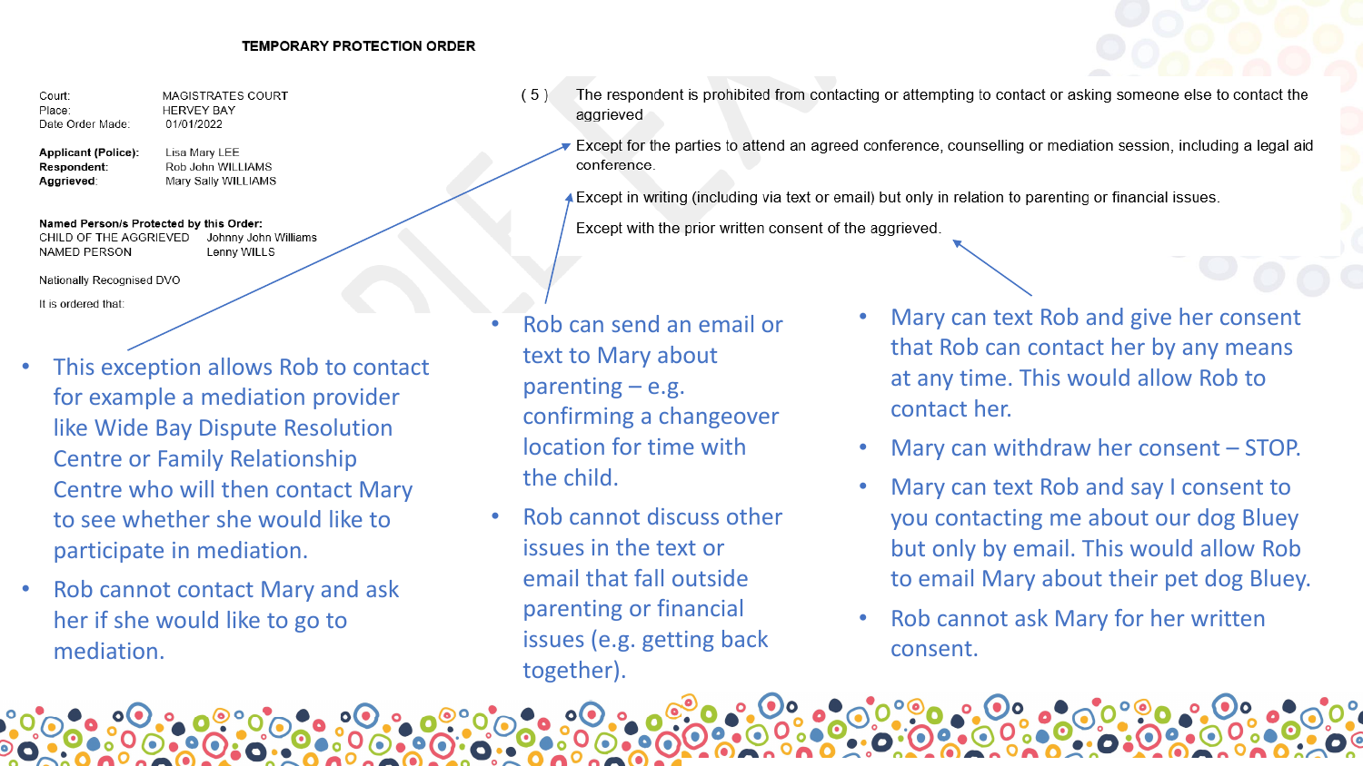**TEMPORARY PROTECTION ORDER**

| | |
|---|---|
| Court: | MAGISTRATES COURT |
| Place: | HERVEY BAY |
| Date Order Made: | 01/01/2022 |

| | |
|---|---|
| **Applicant (Police):** | Lisa Mary LEE |
| **Respondent:** | Rob John WILLIAMS |
| **Aggrieved:** | Mary Sally WILLIAMS |

**Named Person/s Protected by this Order:**

| | |
|---|---|
| CHILD OF THE AGGRIEVED | Johnny John Williams |
| NAMED PERSON | Lenny WILLS |

Nationally Recognised DVO

It is ordered that:

( 5 ) The respondent is prohibited from contacting or attempting to contact or asking someone else to contact the aggrieved

Except for the parties to attend an agreed conference, counselling or mediation session, including a legal aid conference.

Except in writing (including via text or email) but only in relation to parenting or financial issues.

Except with the prior written consent of the aggrieved.

- This exception allows Rob to contact for example a mediation provider like Wide Bay Dispute Resolution Centre or Family Relationship Centre who will then contact Mary to see whether she would like to participate in mediation.
- Rob cannot contact Mary and ask her if she would like to go to mediation.

- Rob can send an email or text to Mary about parenting – e.g. confirming a changeover location for time with the child.
- Rob cannot discuss other issues in the text or email that fall outside parenting or financial issues (e.g. getting back together).

- Mary can text Rob and give her consent that Rob can contact her by any means at any time. This would allow Rob to contact her.
- Mary can withdraw her consent – STOP.
- Mary can text Rob and say I consent to you contacting me about our dog Bluey but only by email. This would allow Rob to email Mary about their pet dog Bluey.
- Rob cannot ask Mary for her written consent.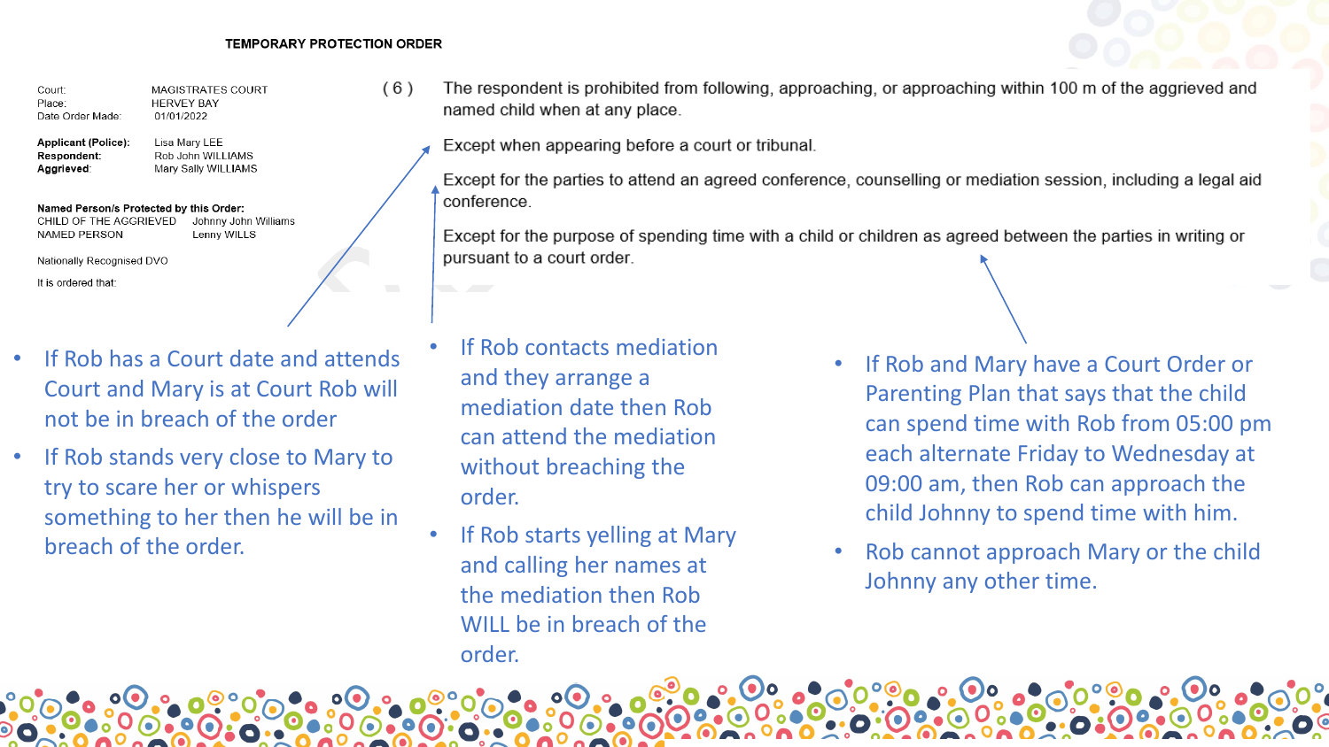**TEMPORARY PROTECTION ORDER**

| | |
|---|---|
| Court: | MAGISTRATES COURT |
| Place: | HERVEY BAY |
| Date Order Made: | 01/01/2022 |

| | |
|---|---|
| **Applicant (Police):** | Lisa Mary LEE |
| **Respondent:** | Rob John WILLIAMS |
| **Aggrieved:** | Mary Sally WILLIAMS |

**Named Person/s Protected by this Order:**

| | |
|---|---|
| CHILD OF THE AGGRIEVED | Johnny John Williams |
| NAMED PERSON | Lenny WILLS |

Nationally Recognised DVO

It is ordered that:

( 6 ) The respondent is prohibited from following, approaching, or approaching within 100 m of the aggrieved and named child when at any place.

Except when appearing before a court or tribunal.

Except for the parties to attend an agreed conference, counselling or mediation session, including a legal aid conference.

Except for the purpose of spending time with a child or children as agreed between the parties in writing or pursuant to a court order.

- If Rob has a Court date and attends Court and Mary is at Court Rob will not be in breach of the order
- If Rob stands very close to Mary to try to scare her or whispers something to her then he will be in breach of the order.

- If Rob contacts mediation and they arrange a mediation date then Rob can attend the mediation without breaching the order.
- If Rob starts yelling at Mary and calling her names at the mediation then Rob WILL be in breach of the order.

- If Rob and Mary have a Court Order or Parenting Plan that says that the child can spend time with Rob from 05:00 pm each alternate Friday to Wednesday at 09:00 am, then Rob can approach the child Johnny to spend time with him.
- Rob cannot approach Mary or the child Johnny any other time.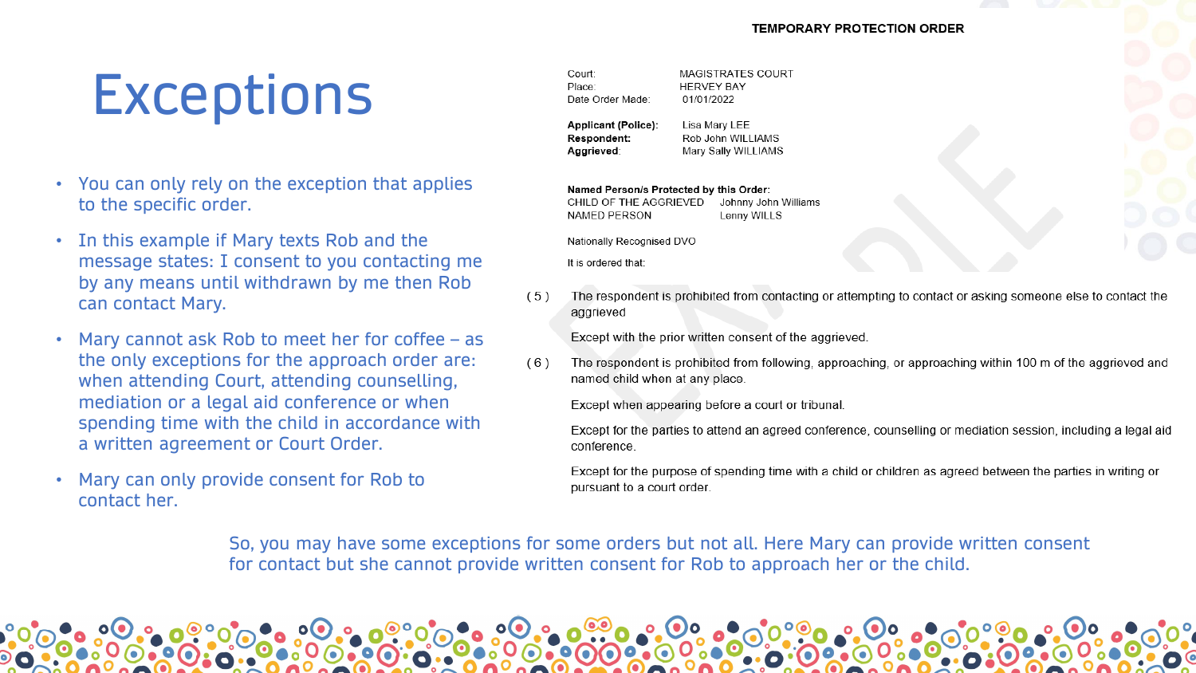# Exceptions

- You can only rely on the exception that applies to the specific order.
- In this example if Mary texts Rob and the message states: I consent to you contacting me by any means until withdrawn by me then Rob can contact Mary.
- Mary cannot ask Rob to meet her for coffee – as the only exceptions for the approach order are: when attending Court, attending counselling, mediation or a legal aid conference or when spending time with the child in accordance with a written agreement or Court Order.
- Mary can only provide consent for Rob to contact her.

**TEMPORARY PROTECTION ORDER**

| | |
|---|---|
| Court: | MAGISTRATES COURT |
| Place: | HERVEY BAY |
| Date Order Made: | 01/01/2022 |

| | |
|---|---|
| **Applicant (Police):** | Lisa Mary LEE |
| **Respondent:** | Rob John WILLIAMS |
| **Aggrieved:** | Mary Sally WILLIAMS |

**Named Person/s Protected by this Order:**

| | |
|---|---|
| CHILD OF THE AGGRIEVED | Johnny John Williams |
| NAMED PERSON | Lenny WILLS |

Nationally Recognised DVO

It is ordered that:

( 5 ) The respondent is prohibited from contacting or attempting to contact or asking someone else to contact the aggrieved

Except with the prior written consent of the aggrieved.

( 6 ) The respondent is prohibited from following, approaching, or approaching within 100 m of the aggrieved and named child when at any place.

Except when appearing before a court or tribunal.

Except for the parties to attend an agreed conference, counselling or mediation session, including a legal aid conference.

Except for the purpose of spending time with a child or children as agreed between the parties in writing or pursuant to a court order.

So, you may have some exceptions for some orders but not all. Here Mary can provide written consent for contact but she cannot provide written consent for Rob to approach her or the child.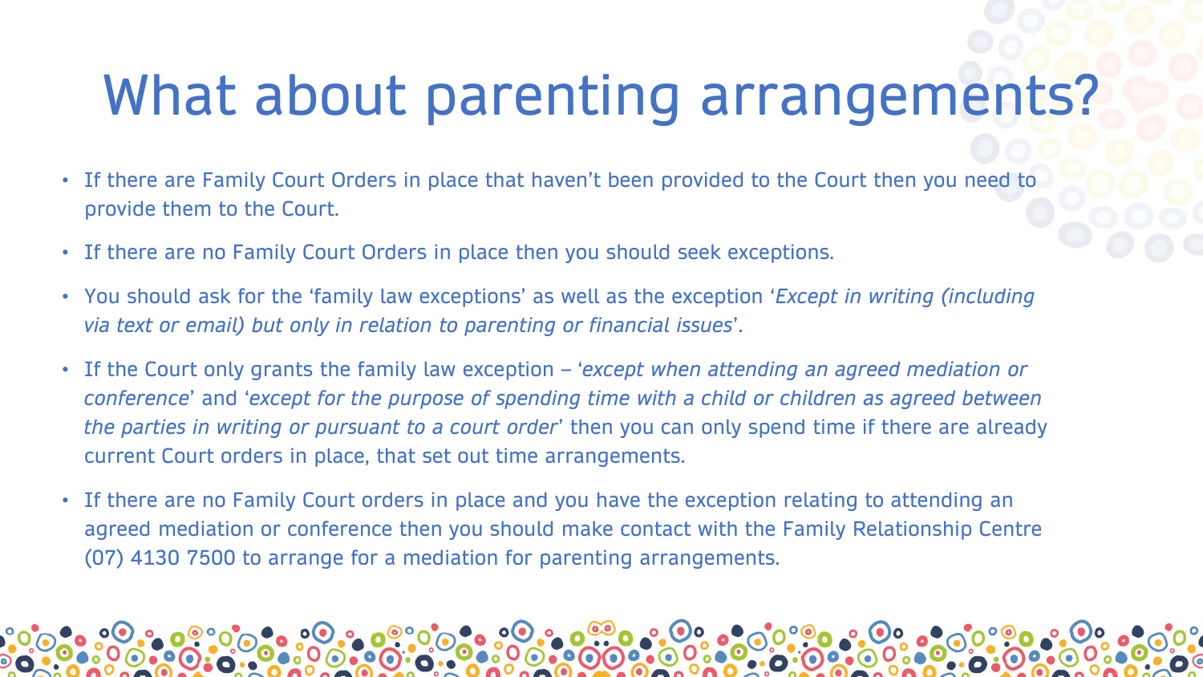# What about parenting arrangements?

- If there are Family Court Orders in place that haven't been provided to the Court then you need to provide them to the Court.
- If there are no Family Court Orders in place then you should seek exceptions.
- You should ask for the 'family law exceptions' as well as the exception '*Except in writing (including via text or email) but only in relation to parenting or financial issues*'.
- If the Court only grants the family law exception – '*except when attending an agreed mediation or conference*' and '*except for the purpose of spending time with a child or children as agreed between the parties in writing or pursuant to a court order*' then you can only spend time if there are already current Court orders in place, that set out time arrangements.
- If there are no Family Court orders in place and you have the exception relating to attending an agreed mediation or conference then you should make contact with the Family Relationship Centre (07) 4130 7500 to arrange for a mediation for parenting arrangements.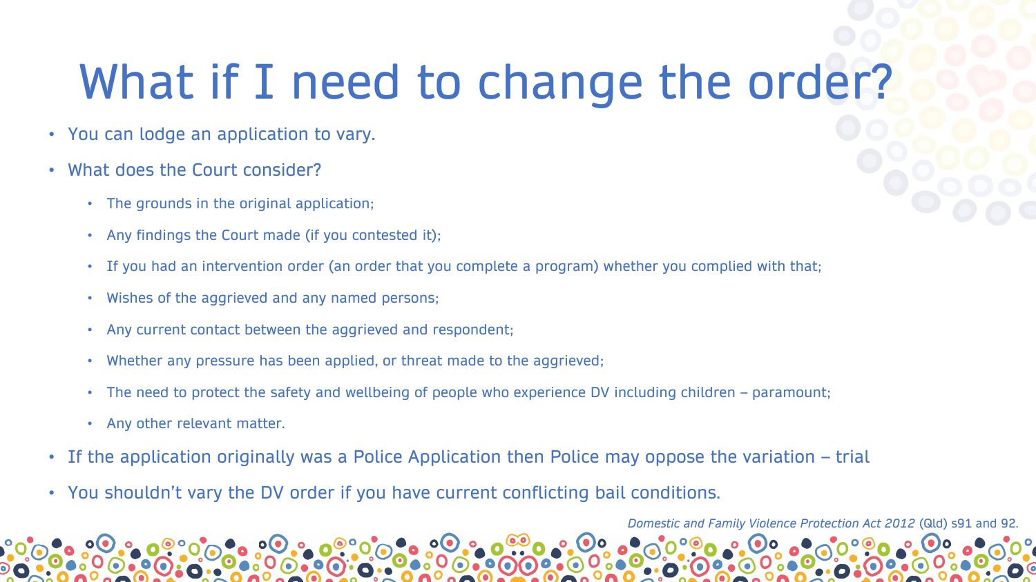# What if I need to change the order?

- You can lodge an application to vary.
- What does the Court consider?
  - The grounds in the original application;
  - Any findings the Court made (if you contested it);
  - If you had an intervention order (an order that you complete a program) whether you complied with that;
  - Wishes of the aggrieved and any named persons;
  - Any current contact between the aggrieved and respondent;
  - Whether any pressure has been applied, or threat made to the aggrieved;
  - The need to protect the safety and wellbeing of people who experience DV including children – paramount;
  - Any other relevant matter.
- If the application originally was a Police Application then Police may oppose the variation – trial
- You shouldn't vary the DV order if you have current conflicting bail conditions.

*Domestic and Family Violence Protection Act 2012* (Qld) s91 and 92.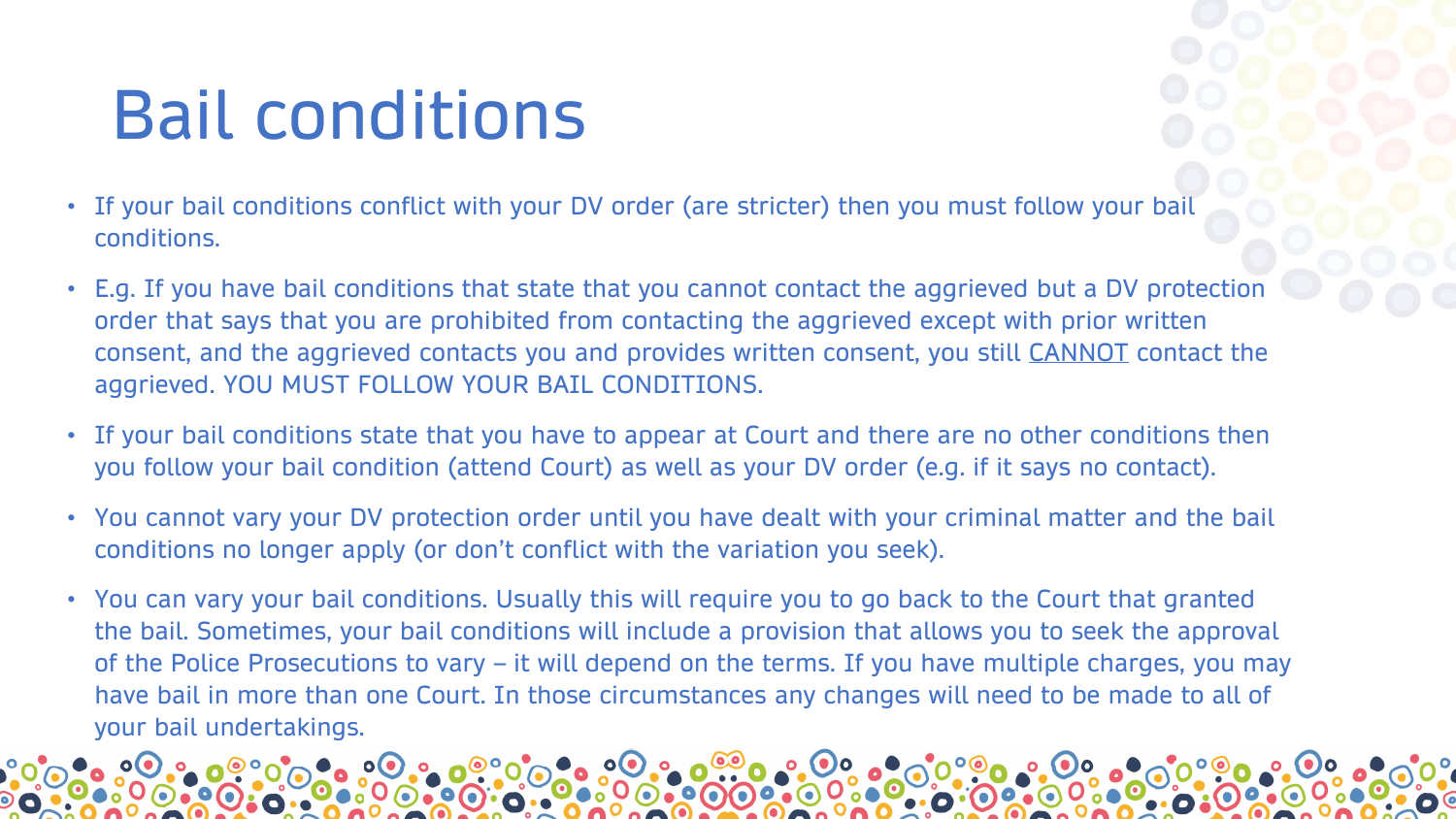# Bail conditions

- If your bail conditions conflict with your DV order (are stricter) then you must follow your bail conditions.
- E.g. If you have bail conditions that state that you cannot contact the aggrieved but a DV protection order that says that you are prohibited from contacting the aggrieved except with prior written consent, and the aggrieved contacts you and provides written consent, you still <u>CANNOT</u> contact the aggrieved. YOU MUST FOLLOW YOUR BAIL CONDITIONS.
- If your bail conditions state that you have to appear at Court and there are no other conditions then you follow your bail condition (attend Court) as well as your DV order (e.g. if it says no contact).
- You cannot vary your DV protection order until you have dealt with your criminal matter and the bail conditions no longer apply (or don't conflict with the variation you seek).
- You can vary your bail conditions. Usually this will require you to go back to the Court that granted the bail. Sometimes, your bail conditions will include a provision that allows you to seek the approval of the Police Prosecutions to vary – it will depend on the terms. If you have multiple charges, you may have bail in more than one Court. In those circumstances any changes will need to be made to all of your bail undertakings.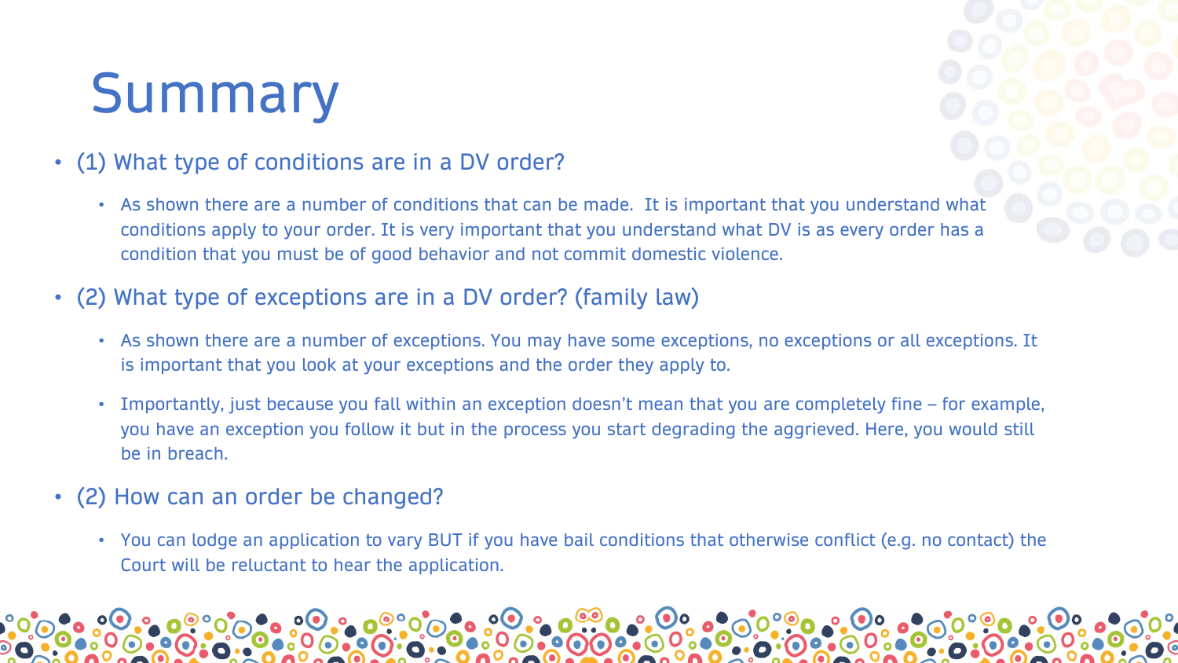# Summary

- (1) What type of conditions are in a DV order?
  - As shown there are a number of conditions that can be made. It is important that you understand what conditions apply to your order. It is very important that you understand what DV is as every order has a condition that you must be of good behavior and not commit domestic violence.
- (2) What type of exceptions are in a DV order? (family law)
  - As shown there are a number of exceptions. You may have some exceptions, no exceptions or all exceptions. It is important that you look at your exceptions and the order they apply to.
  - Importantly, just because you fall within an exception doesn't mean that you are completely fine – for example, you have an exception you follow it but in the process you start degrading the aggrieved. Here, you would still be in breach.
- (2) How can an order be changed?
  - You can lodge an application to vary BUT if you have bail conditions that otherwise conflict (e.g. no contact) the Court will be reluctant to hear the application.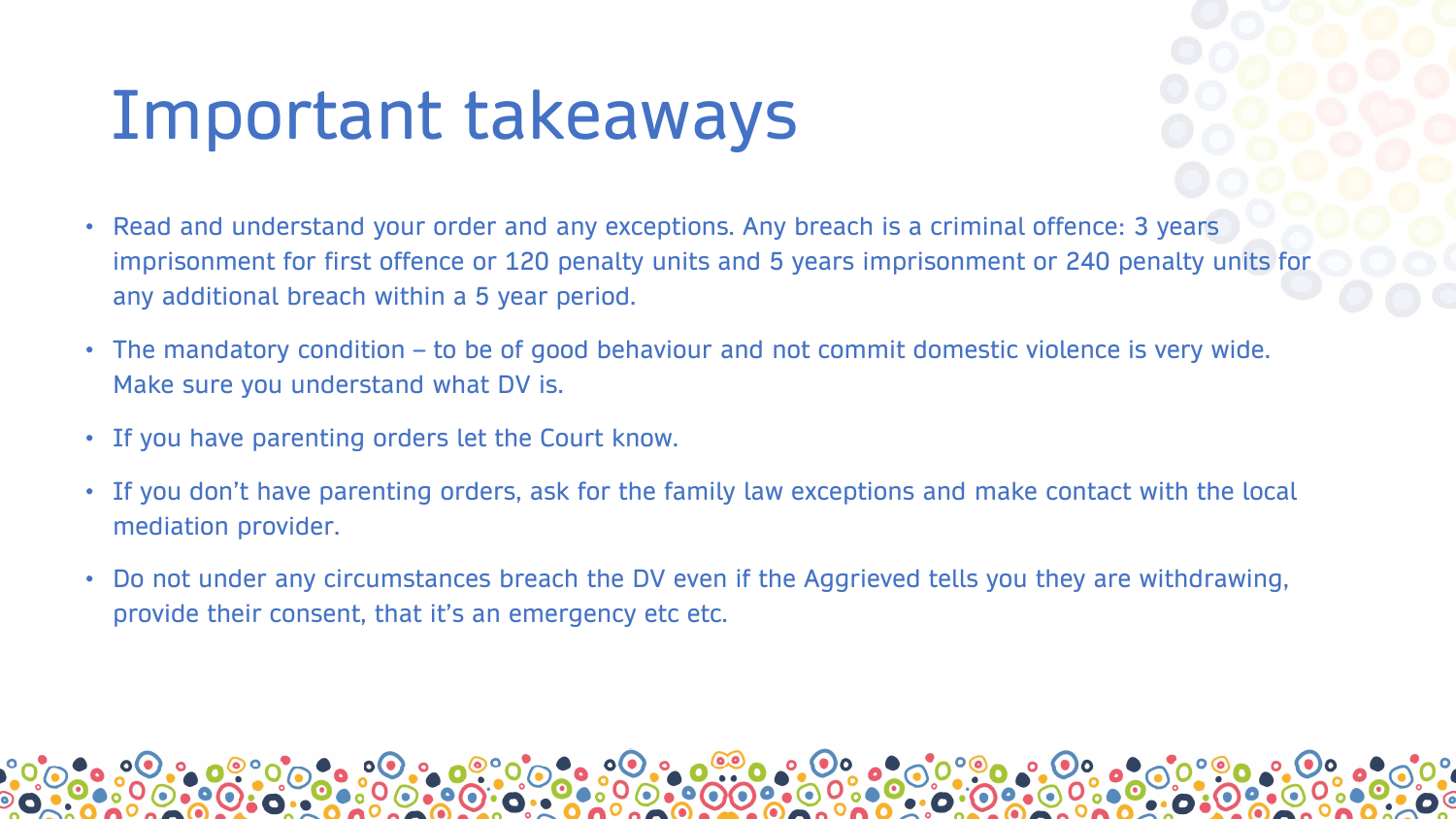# Important takeaways

- Read and understand your order and any exceptions. Any breach is a criminal offence: 3 years imprisonment for first offence or 120 penalty units and 5 years imprisonment or 240 penalty units for any additional breach within a 5 year period.
- The mandatory condition – to be of good behaviour and not commit domestic violence is very wide. Make sure you understand what DV is.
- If you have parenting orders let the Court know.
- If you don't have parenting orders, ask for the family law exceptions and make contact with the local mediation provider.
- Do not under any circumstances breach the DV even if the Aggrieved tells you they are withdrawing, provide their consent, that it's an emergency etc etc.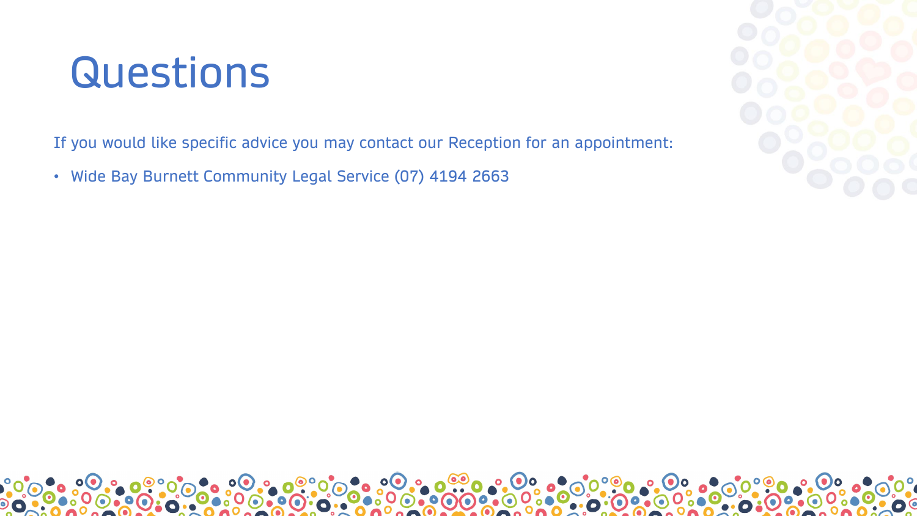# Questions

If you would like specific advice you may contact our Reception for an appointment:

- Wide Bay Burnett Community Legal Service (07) 4194 2663